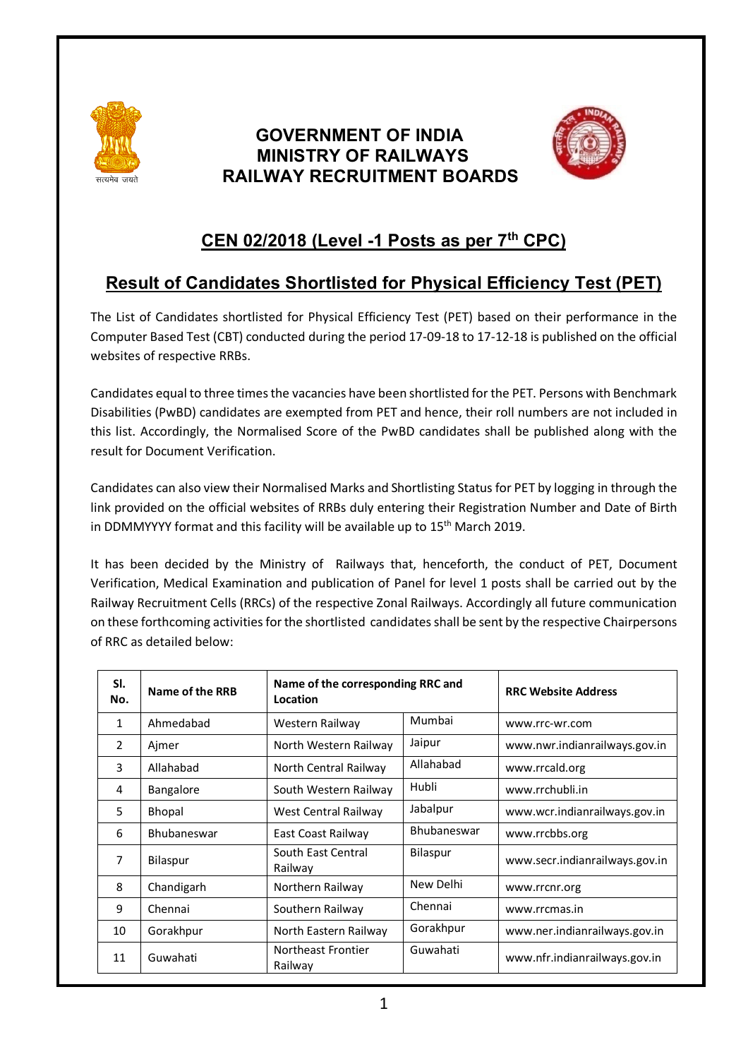# GOVERNMENT OF INDIA
# MINISTRY OF RAILWAYS
# RAILWAY RECRUITMENT BOARDS

## CEN 02/2018 (Level -1 Posts as per 7th CPC)

## Result of Candidates Shortlisted for Physical Efficiency Test (PET)

The List of Candidates shortlisted for Physical Efficiency Test (PET) based on their performance in the Computer Based Test (CBT) conducted during the period 17-09-18 to 17-12-18 is published on the official websites of respective RRBs.

Candidates equal to three times the vacancies have been shortlisted for the PET. Persons with Benchmark Disabilities (PwBD) candidates are exempted from PET and hence, their roll numbers are not included in this list. Accordingly, the Normalised Score of the PwBD candidates shall be published along with the result for Document Verification.

Candidates can also view their Normalised Marks and Shortlisting Status for PET by logging in through the link provided on the official websites of RRBs duly entering their Registration Number and Date of Birth in DDMMYYYY format and this facility will be available up to 15th March 2019.

It has been decided by the Ministry of Railways that, henceforth, the conduct of PET, Document Verification, Medical Examination and publication of Panel for level 1 posts shall be carried out by the Railway Recruitment Cells (RRCs) of the respective Zonal Railways. Accordingly all future communication on these forthcoming activities for the shortlisted candidates shall be sent by the respective Chairpersons of RRC as detailed below:

| Sl. No. | Name of the RRB | Name of the corresponding RRC and Location | | RRC Website Address |
|---|---|---|---|---|
| 1 | Ahmedabad | Western Railway | Mumbai | www.rrc-wr.com |
| 2 | Ajmer | North Western Railway | Jaipur | www.nwr.indianrailways.gov.in |
| 3 | Allahabad | North Central Railway | Allahabad | www.rrcald.org |
| 4 | Bangalore | South Western Railway | Hubli | www.rrchubli.in |
| 5 | Bhopal | West Central Railway | Jabalpur | www.wcr.indianrailways.gov.in |
| 6 | Bhubaneswar | East Coast Railway | Bhubaneswar | www.rrcbbs.org |
| 7 | Bilaspur | South East Central Railway | Bilaspur | www.secr.indianrailways.gov.in |
| 8 | Chandigarh | Northern Railway | New Delhi | www.rrcnr.org |
| 9 | Chennai | Southern Railway | Chennai | www.rrcmas.in |
| 10 | Gorakhpur | North Eastern Railway | Gorakhpur | www.ner.indianrailways.gov.in |
| 11 | Guwahati | Northeast Frontier Railway | Guwahati | www.nfr.indianrailways.gov.in |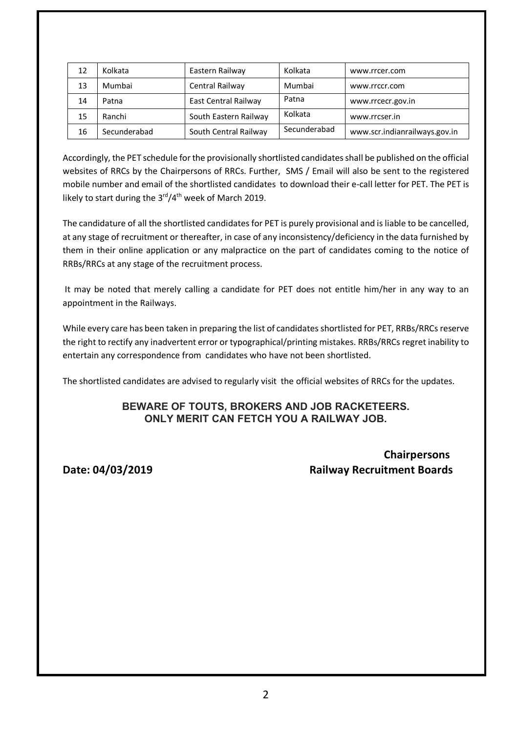| | | | | |
|---|---|---|---|---|
| 12 | Kolkata | Eastern Railway | Kolkata | www.rrcer.com |
| 13 | Mumbai | Central Railway | Mumbai | www.rrccr.com |
| 14 | Patna | East Central Railway | Patna | www.rrcecr.gov.in |
| 15 | Ranchi | South Eastern Railway | Kolkata | www.rrcser.in |
| 16 | Secunderabad | South Central Railway | Secunderabad | www.scr.indianrailways.gov.in |

Accordingly, the PET schedule for the provisionally shortlisted candidates shall be published on the official websites of RRCs by the Chairpersons of RRCs. Further, SMS / Email will also be sent to the registered mobile number and email of the shortlisted candidates to download their e-call letter for PET. The PET is likely to start during the 3rd/4th week of March 2019.

The candidature of all the shortlisted candidates for PET is purely provisional and is liable to be cancelled, at any stage of recruitment or thereafter, in case of any inconsistency/deficiency in the data furnished by them in their online application or any malpractice on the part of candidates coming to the notice of RRBs/RRCs at any stage of the recruitment process.

It may be noted that merely calling a candidate for PET does not entitle him/her in any way to an appointment in the Railways.

While every care has been taken in preparing the list of candidates shortlisted for PET, RRBs/RRCs reserve the right to rectify any inadvertent error or typographical/printing mistakes. RRBs/RRCs regret inability to entertain any correspondence from candidates who have not been shortlisted.

The shortlisted candidates are advised to regularly visit the official websites of RRCs for the updates.

**BEWARE OF TOUTS, BROKERS AND JOB RACKETEERS.**
**ONLY MERIT CAN FETCH YOU A RAILWAY JOB.**

**Chairpersons**

**Date: 04/03/2019** **Railway Recruitment Boards**